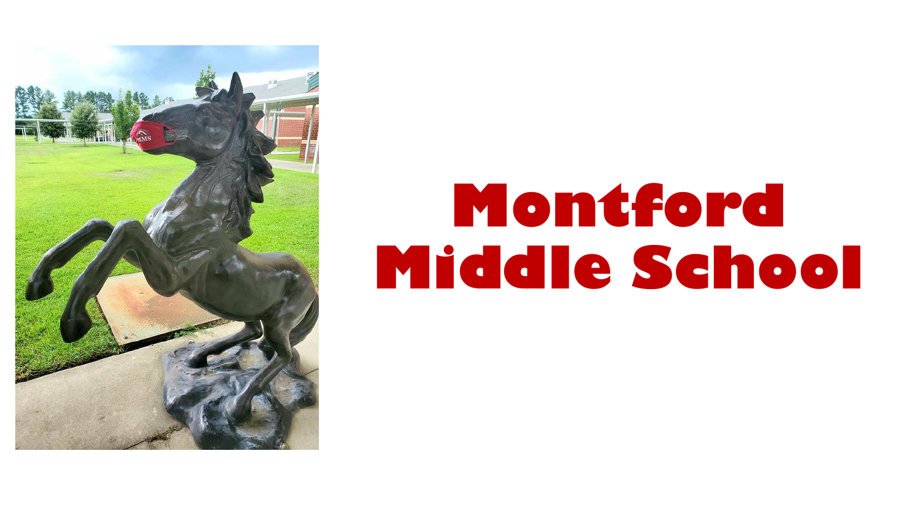# Montford Middle School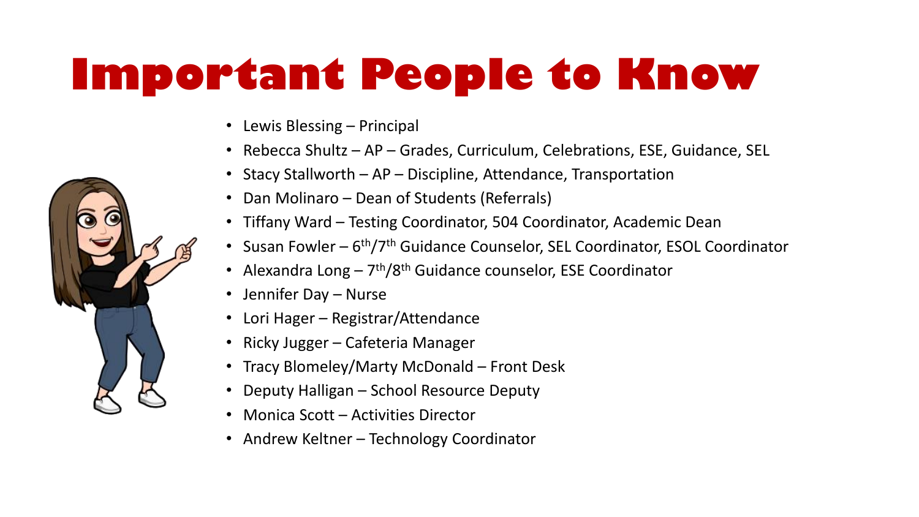# Important People to Know

- Lewis Blessing – Principal
- Rebecca Shultz – AP – Grades, Curriculum, Celebrations, ESE, Guidance, SEL
- Stacy Stallworth – AP – Discipline, Attendance, Transportation
- Dan Molinaro – Dean of Students (Referrals)
- Tiffany Ward – Testing Coordinator, 504 Coordinator, Academic Dean
- Susan Fowler – 6th/7th Guidance Counselor, SEL Coordinator, ESOL Coordinator
- Alexandra Long – 7th/8th Guidance counselor, ESE Coordinator
- Jennifer Day – Nurse
- Lori Hager – Registrar/Attendance
- Ricky Jugger – Cafeteria Manager
- Tracy Blomeley/Marty McDonald – Front Desk
- Deputy Halligan – School Resource Deputy
- Monica Scott – Activities Director
- Andrew Keltner – Technology Coordinator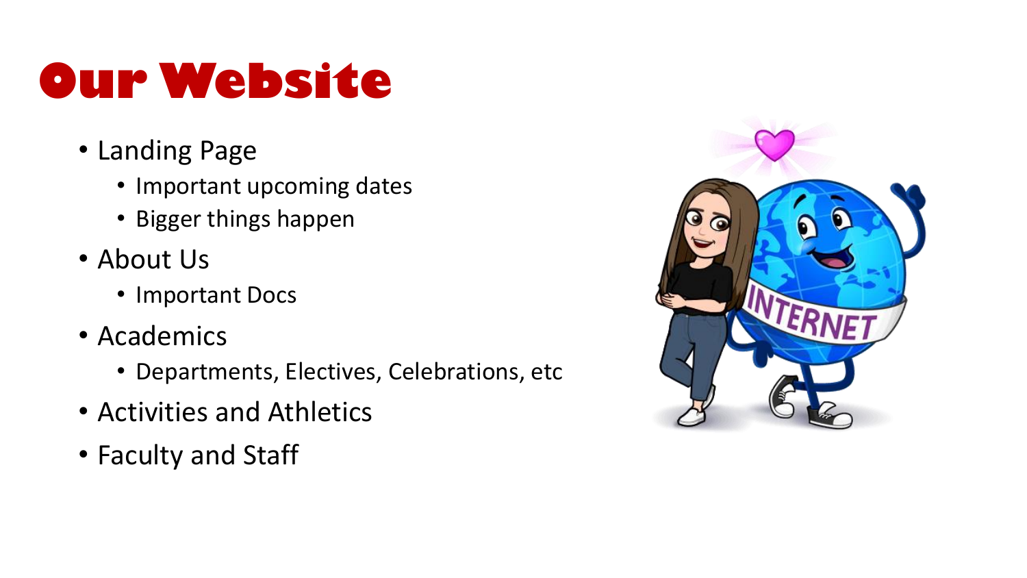# Our Website

- Landing Page
  - Important upcoming dates
  - Bigger things happen
- About Us
  - Important Docs
- Academics
  - Departments, Electives, Celebrations, etc
- Activities and Athletics
- Faculty and Staff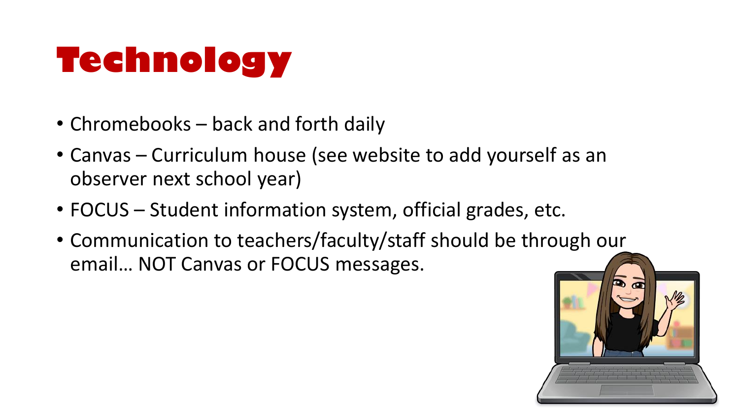# Technology

- Chromebooks – back and forth daily
- Canvas – Curriculum house (see website to add yourself as an observer next school year)
- FOCUS – Student information system, official grades, etc.
- Communication to teachers/faculty/staff should be through our email… NOT Canvas or FOCUS messages.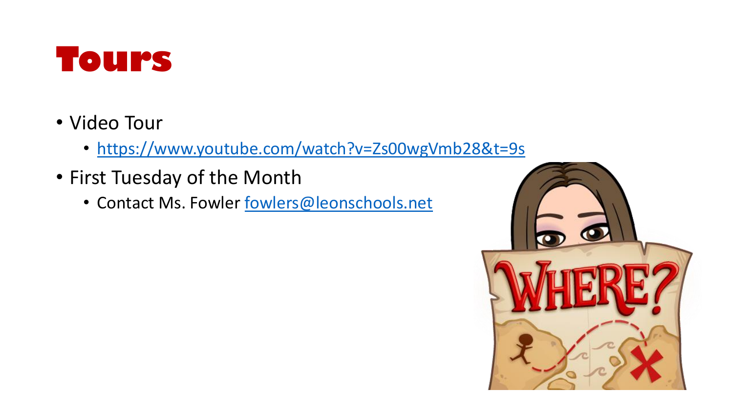# Tours

- Video Tour
  - https://www.youtube.com/watch?v=Zs00wgVmb28&t=9s
- First Tuesday of the Month
  - Contact Ms. Fowler fowlers@leonschools.net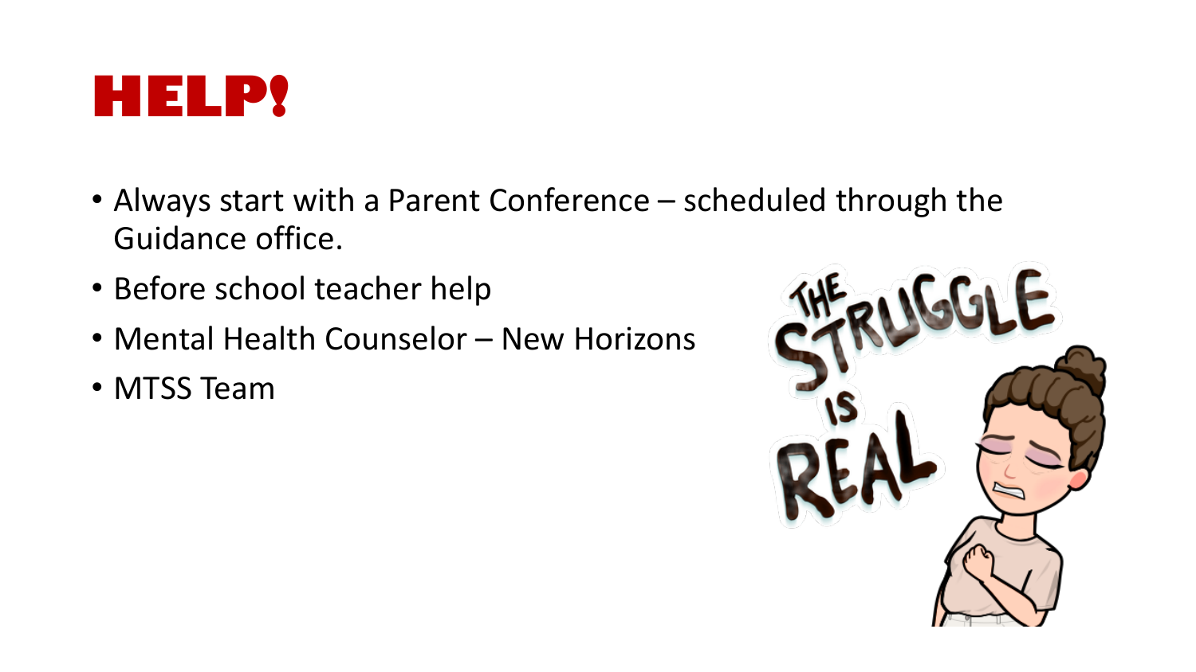# HELP!

- Always start with a Parent Conference – scheduled through the Guidance office.
- Before school teacher help
- Mental Health Counselor – New Horizons
- MTSS Team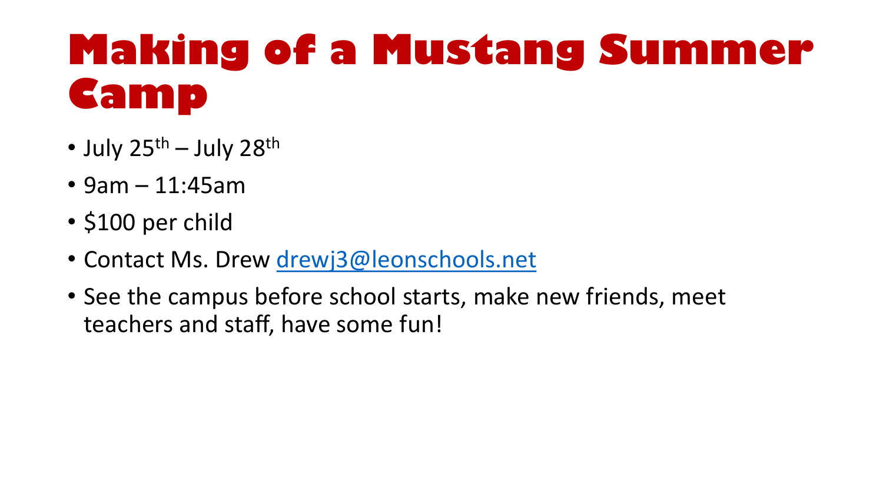# Making of a Mustang Summer Camp

- July 25th – July 28th
- 9am – 11:45am
- $100 per child
- Contact Ms. Drew drewj3@leonschools.net
- See the campus before school starts, make new friends, meet teachers and staff, have some fun!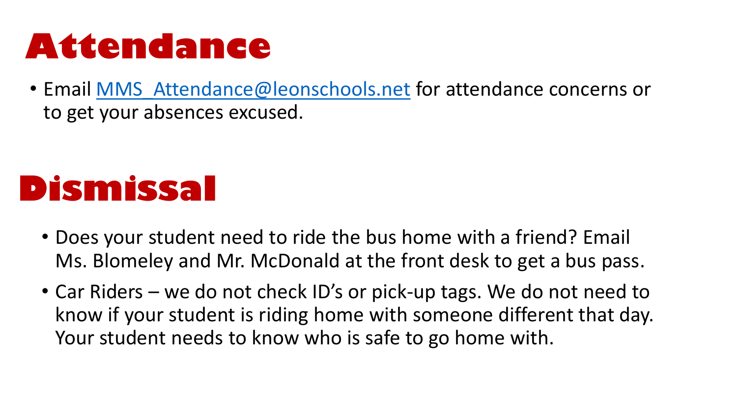# Attendance

- Email MMS_Attendance@leonschools.net for attendance concerns or to get your absences excused.

# Dismissal

- Does your student need to ride the bus home with a friend? Email Ms. Blomeley and Mr. McDonald at the front desk to get a bus pass.
- Car Riders – we do not check ID's or pick-up tags. We do not need to know if your student is riding home with someone different that day. Your student needs to know who is safe to go home with.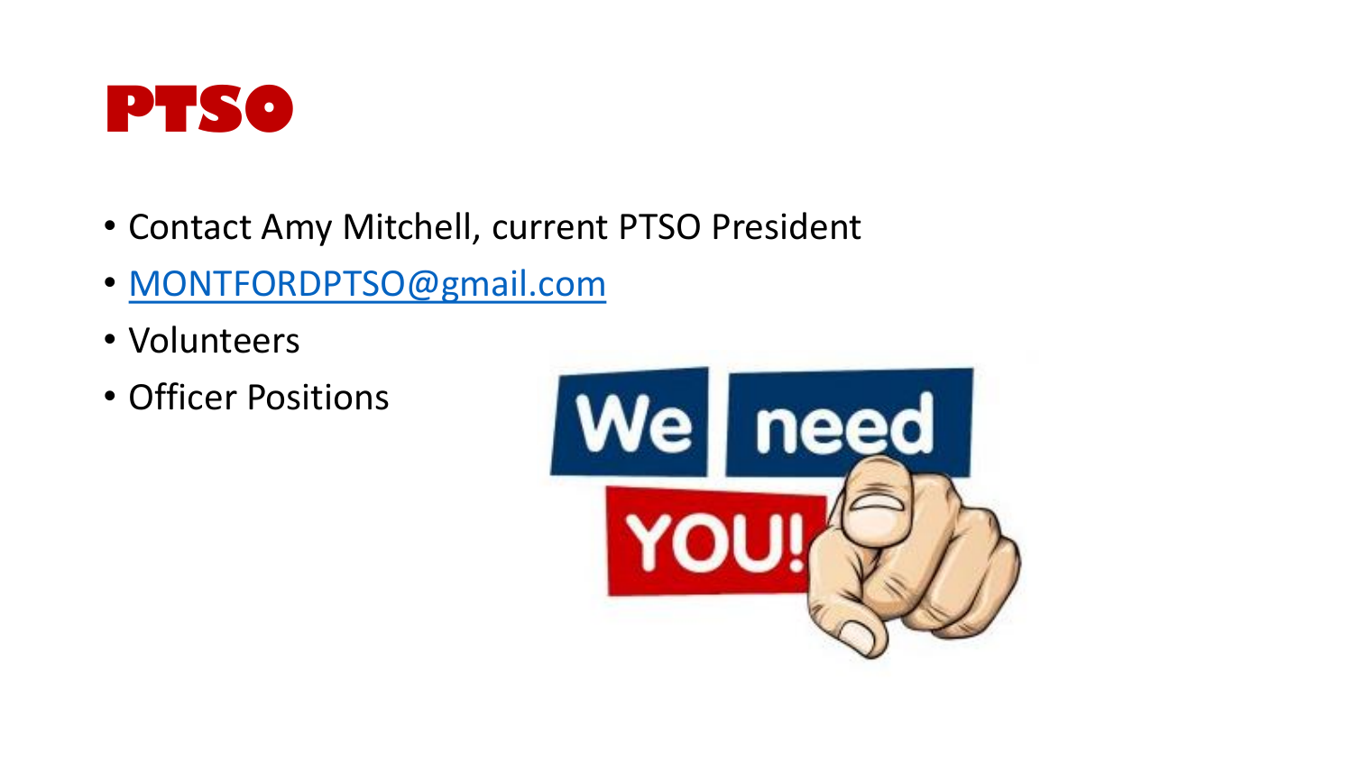# PTSO

- Contact Amy Mitchell, current PTSO President
- [MONTFORDPTSO@gmail.com](mailto:MONTFORDPTSO@gmail.com)
- Volunteers
- Officer Positions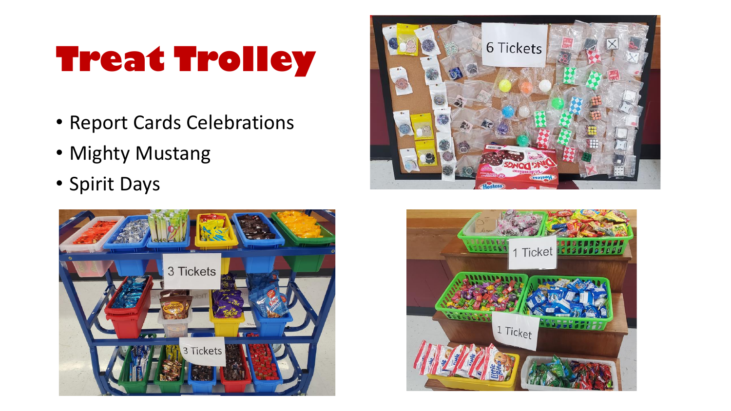# Treat Trolley

- Report Cards Celebrations
- Mighty Mustang
- Spirit Days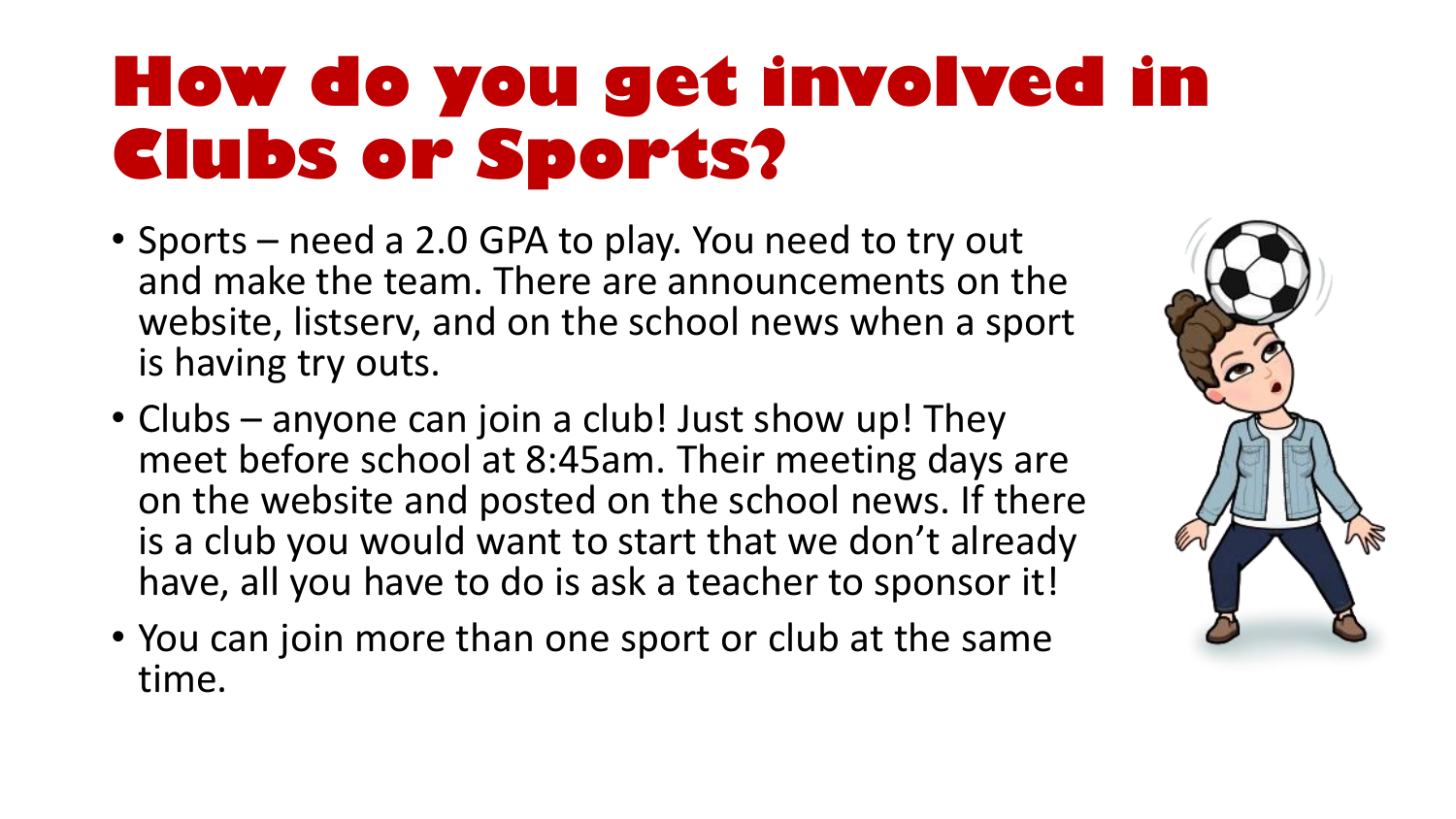# How do you get involved in Clubs or Sports?

- Sports – need a 2.0 GPA to play. You need to try out and make the team. There are announcements on the website, listserv, and on the school news when a sport is having try outs.
- Clubs – anyone can join a club! Just show up! They meet before school at 8:45am. Their meeting days are on the website and posted on the school news. If there is a club you would want to start that we don't already have, all you have to do is ask a teacher to sponsor it!
- You can join more than one sport or club at the same time.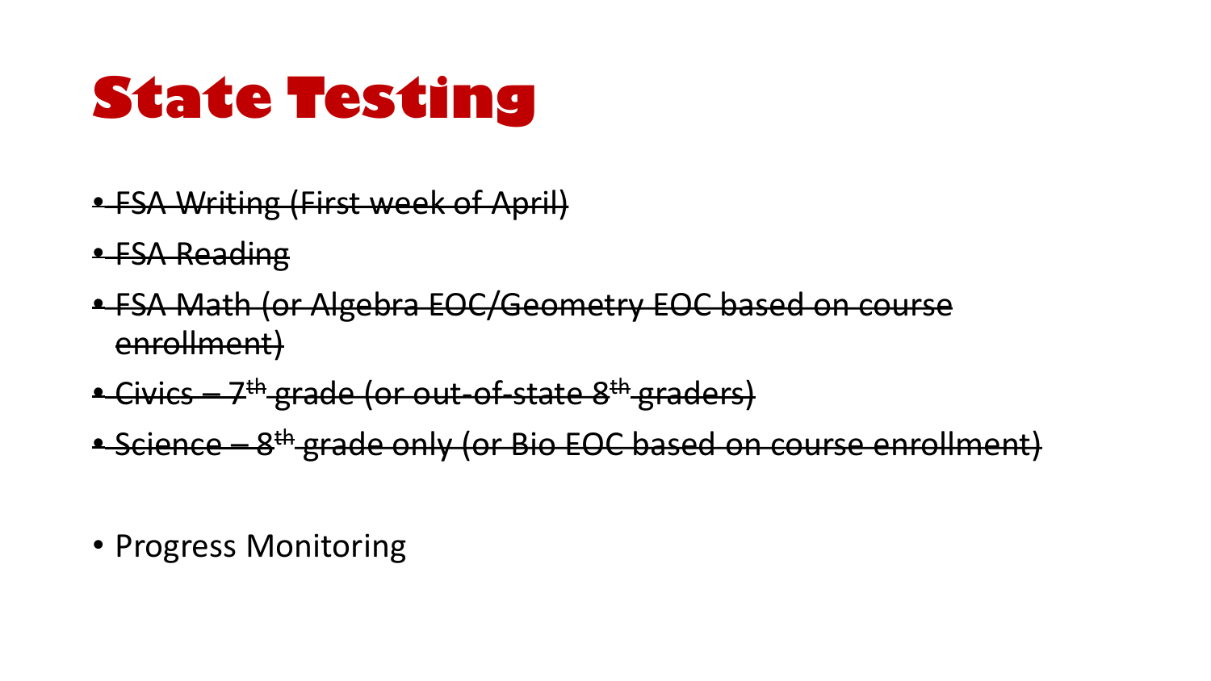# State Testing

- ~~FSA Writing (First week of April)~~
- ~~FSA Reading~~
- ~~FSA Math (or Algebra EOC/Geometry EOC based on course enrollment)~~
- ~~Civics – 7th grade (or out-of-state 8th graders)~~
- ~~Science – 8th grade only (or Bio EOC based on course enrollment)~~

- Progress Monitoring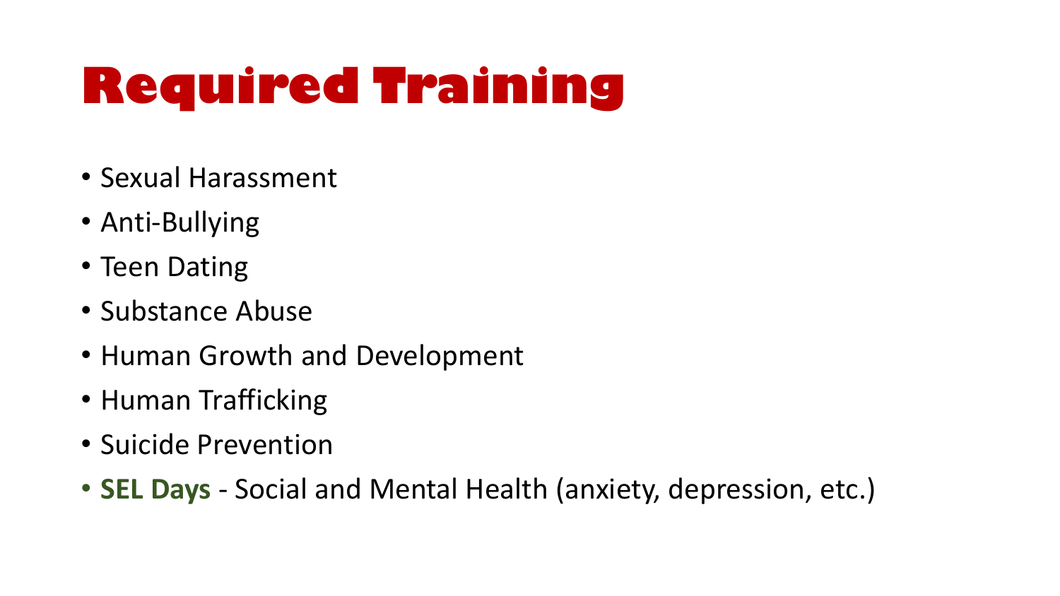# Required Training

- Sexual Harassment
- Anti-Bullying
- Teen Dating
- Substance Abuse
- Human Growth and Development
- Human Trafficking
- Suicide Prevention
- **SEL Days** - Social and Mental Health (anxiety, depression, etc.)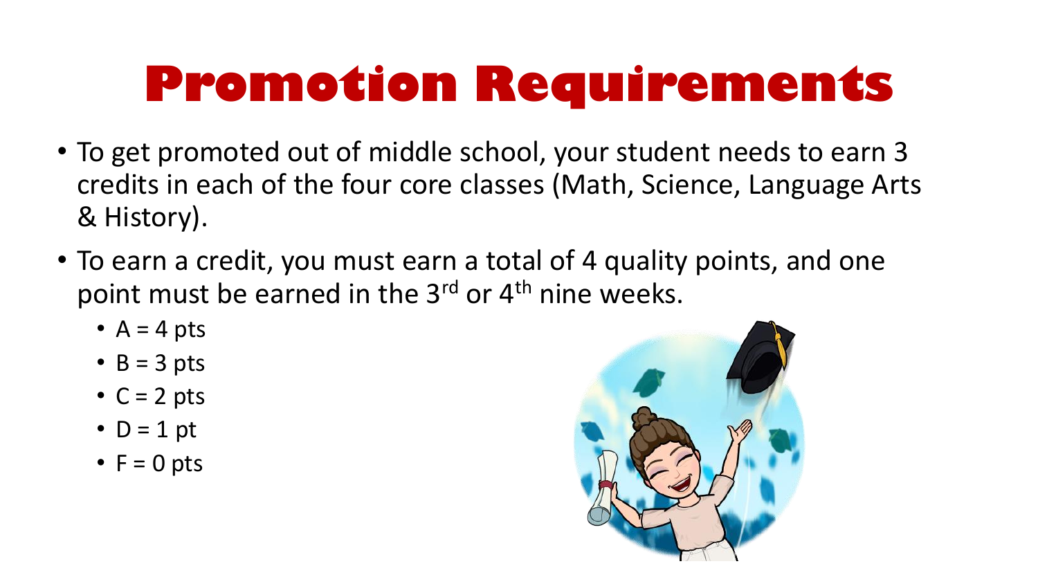# Promotion Requirements

- To get promoted out of middle school, your student needs to earn 3 credits in each of the four core classes (Math, Science, Language Arts & History).
- To earn a credit, you must earn a total of 4 quality points, and one point must be earned in the 3rd or 4th nine weeks.
  - A = 4 pts
  - B = 3 pts
  - C = 2 pts
  - D = 1 pt
  - F = 0 pts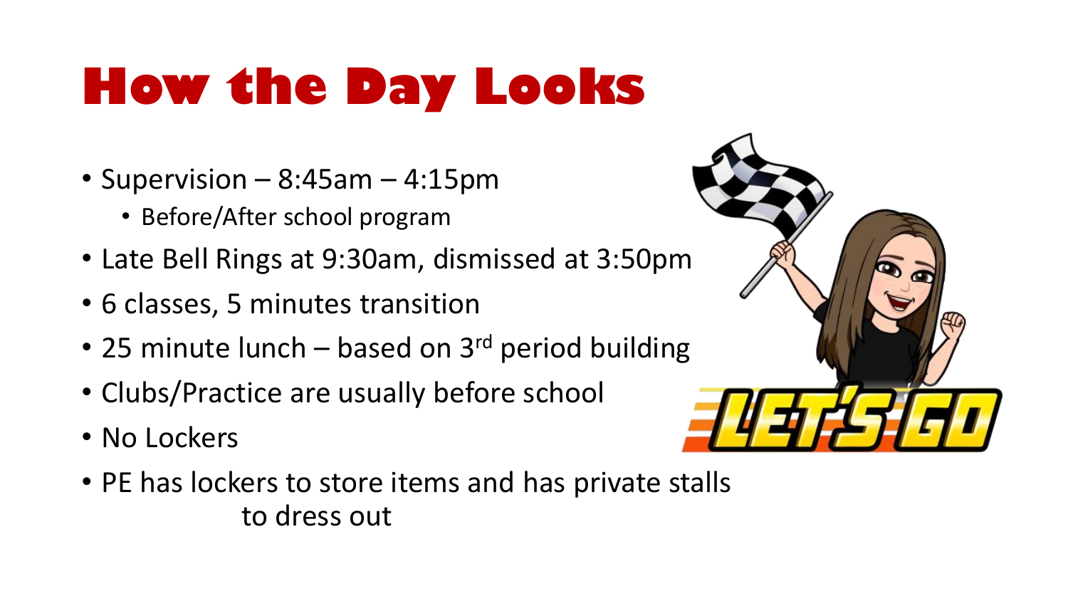# How the Day Looks

- Supervision – 8:45am – 4:15pm
  - Before/After school program
- Late Bell Rings at 9:30am, dismissed at 3:50pm
- 6 classes, 5 minutes transition
- 25 minute lunch – based on 3rd period building
- Clubs/Practice are usually before school
- No Lockers
- PE has lockers to store items and has private stalls to dress out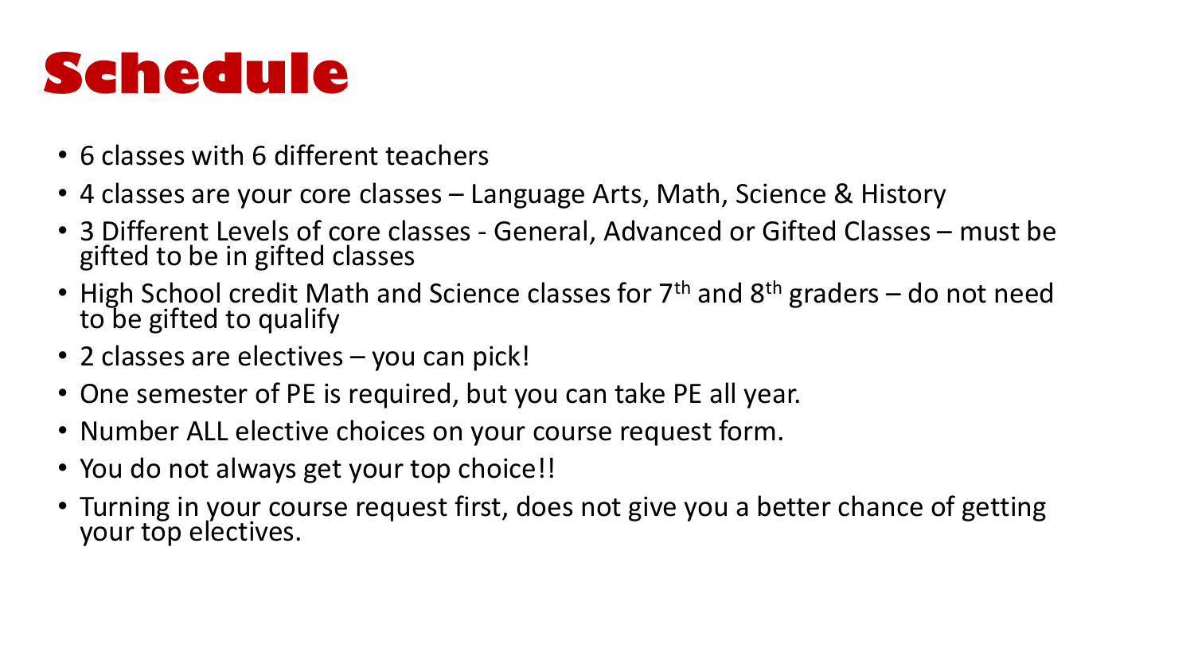# Schedule

- 6 classes with 6 different teachers
- 4 classes are your core classes – Language Arts, Math, Science & History
- 3 Different Levels of core classes - General, Advanced or Gifted Classes – must be gifted to be in gifted classes
- High School credit Math and Science classes for 7th and 8th graders – do not need to be gifted to qualify
- 2 classes are electives – you can pick!
- One semester of PE is required, but you can take PE all year.
- Number ALL elective choices on your course request form.
- You do not always get your top choice!!
- Turning in your course request first, does not give you a better chance of getting your top electives.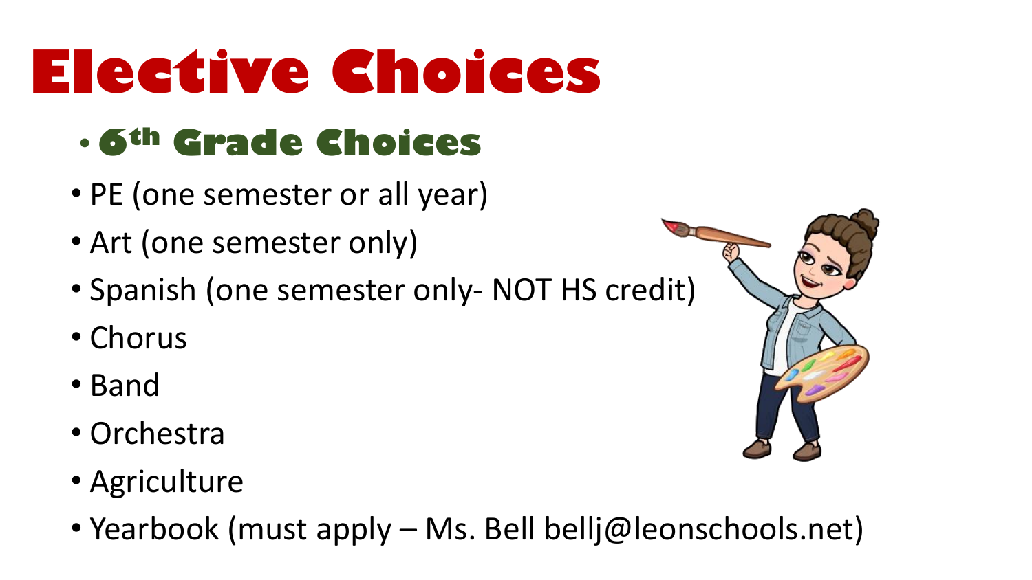# Elective Choices

## 6th Grade Choices

- PE (one semester or all year)
- Art (one semester only)
- Spanish (one semester only- NOT HS credit)
- Chorus
- Band
- Orchestra
- Agriculture
- Yearbook (must apply – Ms. Bell bellj@leonschools.net)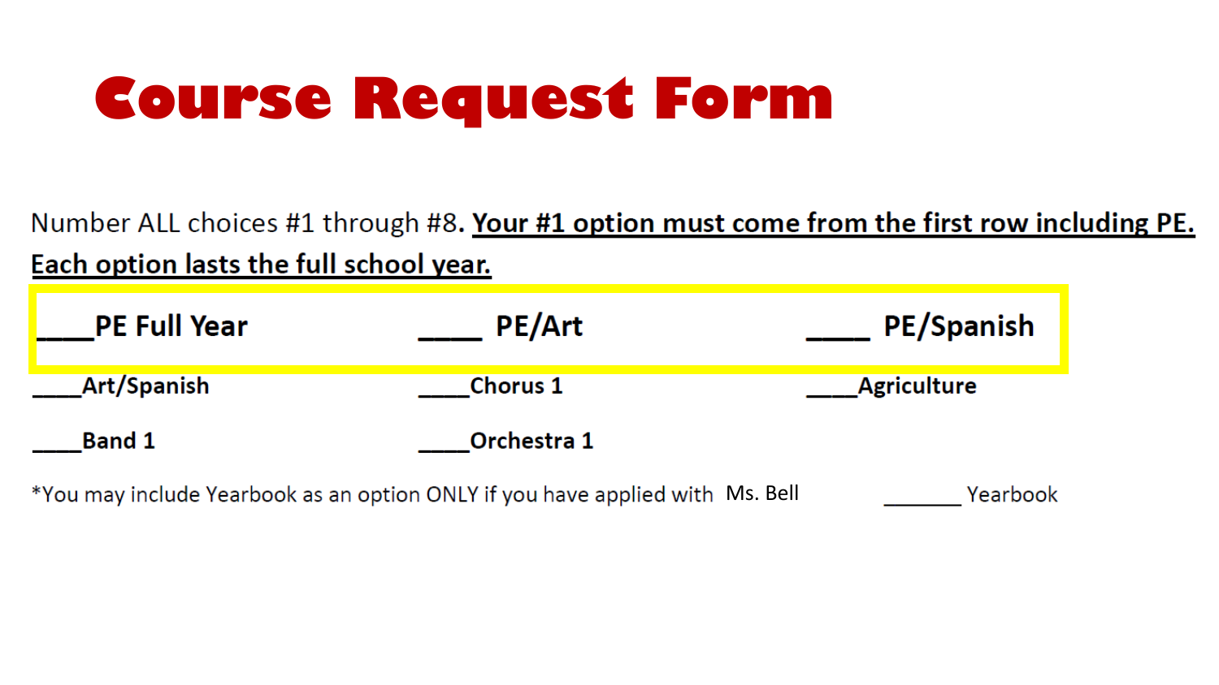# Course Request Form

Number ALL choices #1 through #8. **<u>Your #1 option must come from the first row including PE.</u>** **<u>Each option lasts the full school year.</u>**

| | | |
|---|---|---|
| **____PE Full Year** | **____ PE/Art** | **____ PE/Spanish** |
| **____Art/Spanish** | **____Chorus 1** | **____Agriculture** |
| **____Band 1** | **____Orchestra 1** | |

*You may include Yearbook as an option ONLY if you have applied with Ms. Bell _______ Yearbook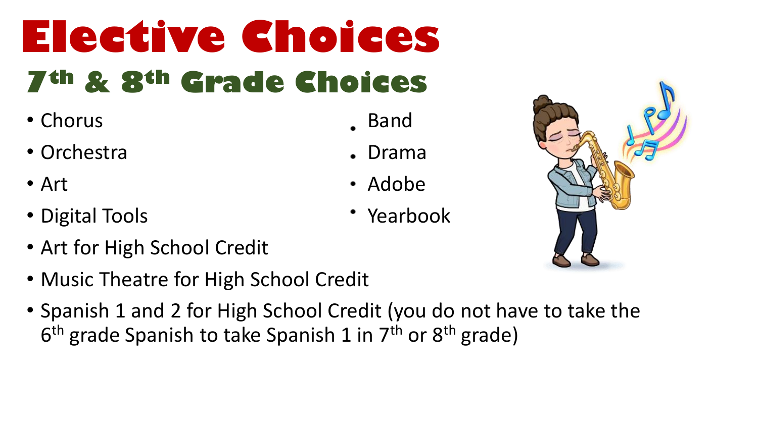# Elective Choices

## $7^{th}$ & $8^{th}$ Grade Choices

- Chorus
- Orchestra
- Art
- Digital Tools
- Art for High School Credit
- Music Theatre for High School Credit
- Spanish 1 and 2 for High School Credit (you do not have to take the $6^{th}$ grade Spanish to take Spanish 1 in $7^{th}$ or $8^{th}$ grade)
- Band
- Drama
- Adobe
- Yearbook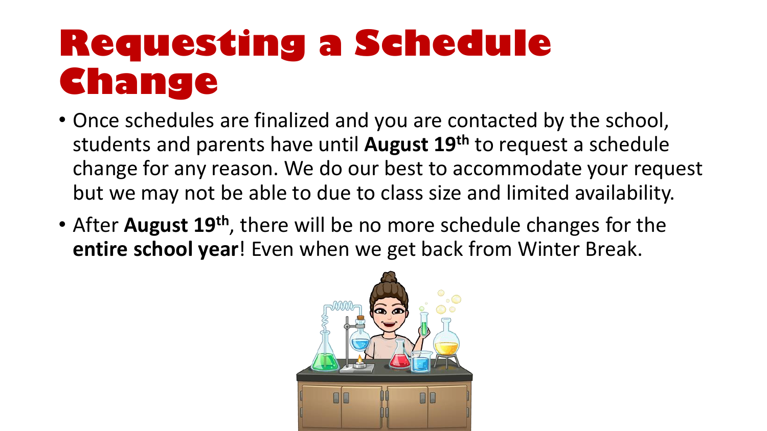# Requesting a Schedule Change

- Once schedules are finalized and you are contacted by the school, students and parents have until **August 19th** to request a schedule change for any reason. We do our best to accommodate your request but we may not be able to due to class size and limited availability.
- After **August 19th**, there will be no more schedule changes for the **entire school year**! Even when we get back from Winter Break.